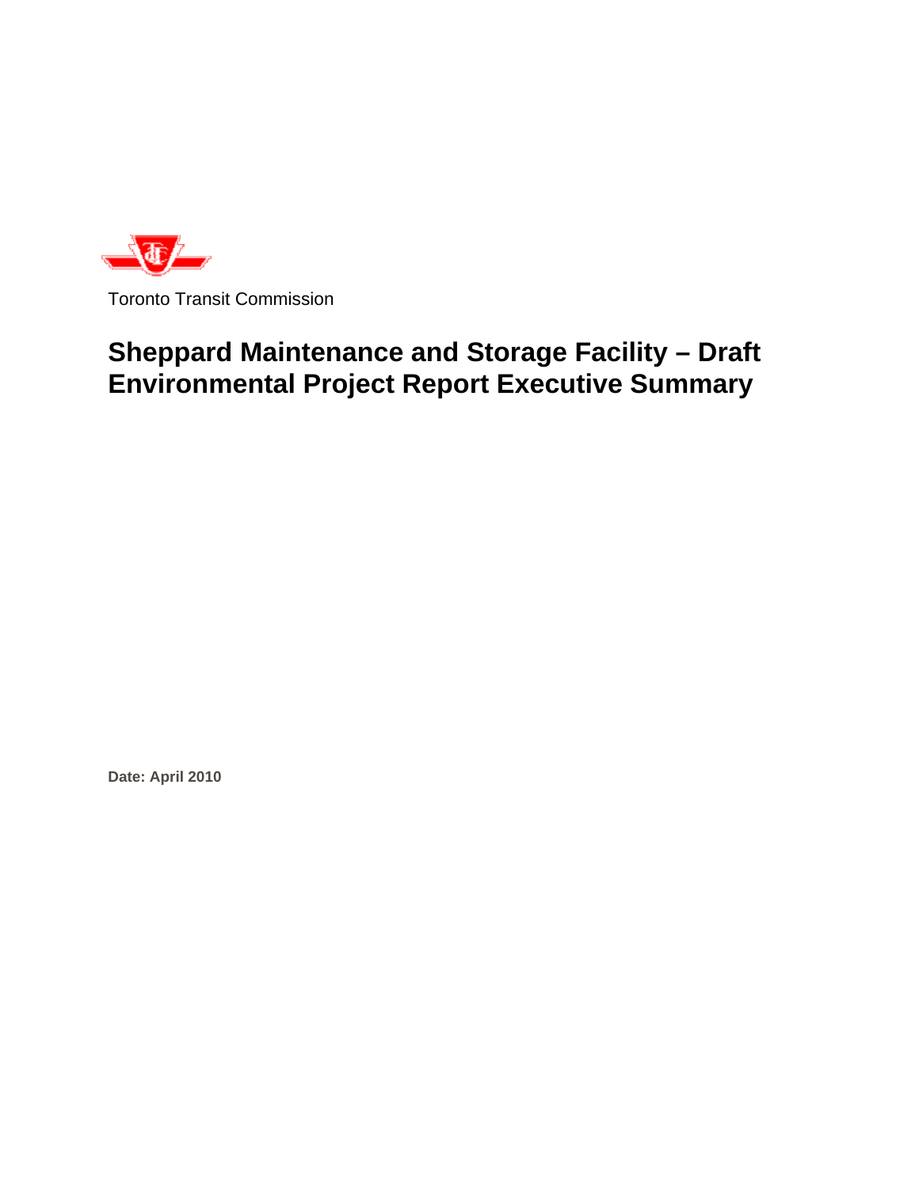Toronto Transit Commission

# Sheppard Maintenance and Storage Facility – Draft Environmental Project Report Executive Summary

**Date: April 2010**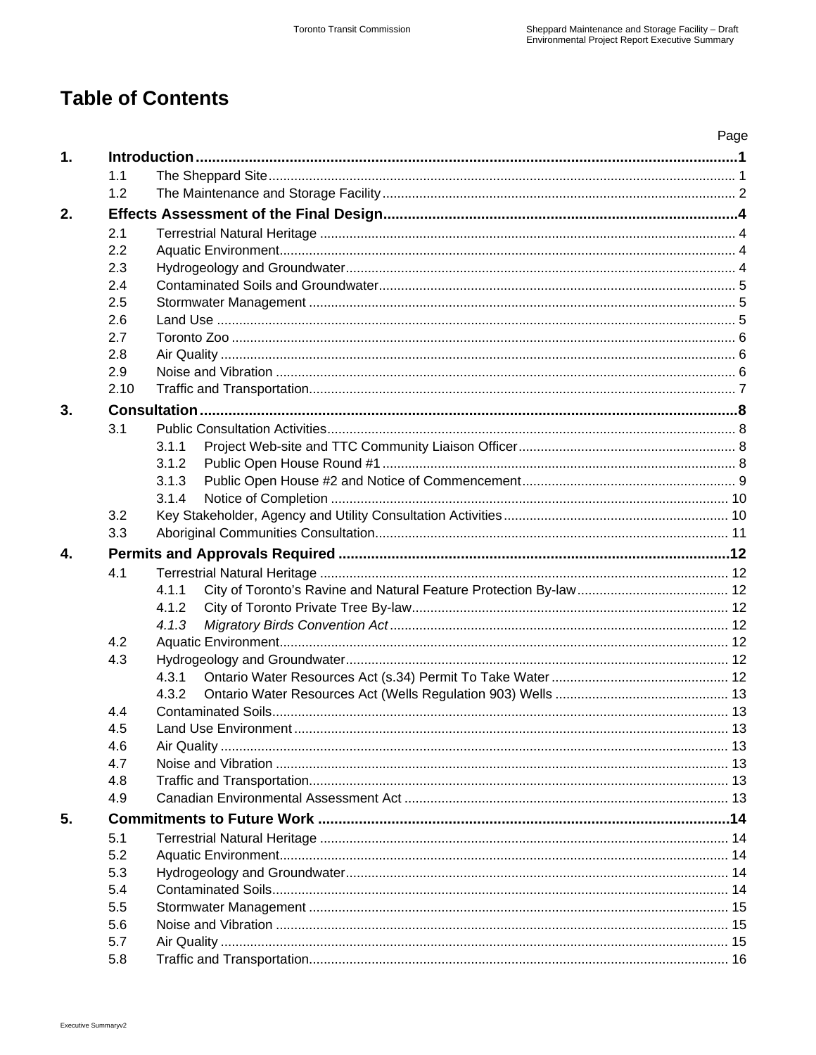# Table of Contents

| | | | Page |
|---|---|---|---|
| **1.** | **Introduction** | | **1** |
| | 1.1 | The Sheppard Site | 1 |
| | 1.2 | The Maintenance and Storage Facility | 2 |
| **2.** | **Effects Assessment of the Final Design** | | **4** |
| | 2.1 | Terrestrial Natural Heritage | 4 |
| | 2.2 | Aquatic Environment | 4 |
| | 2.3 | Hydrogeology and Groundwater | 4 |
| | 2.4 | Contaminated Soils and Groundwater | 5 |
| | 2.5 | Stormwater Management | 5 |
| | 2.6 | Land Use | 5 |
| | 2.7 | Toronto Zoo | 6 |
| | 2.8 | Air Quality | 6 |
| | 2.9 | Noise and Vibration | 6 |
| | 2.10 | Traffic and Transportation | 7 |
| **3.** | **Consultation** | | **8** |
| | 3.1 | Public Consultation Activities | 8 |
| | | 3.1.1 Project Web-site and TTC Community Liaison Officer | 8 |
| | | 3.1.2 Public Open House Round #1 | 8 |
| | | 3.1.3 Public Open House #2 and Notice of Commencement | 9 |
| | | 3.1.4 Notice of Completion | 10 |
| | 3.2 | Key Stakeholder, Agency and Utility Consultation Activities | 10 |
| | 3.3 | Aboriginal Communities Consultation | 11 |
| **4.** | **Permits and Approvals Required** | | **12** |
| | 4.1 | Terrestrial Natural Heritage | 12 |
| | | 4.1.1 City of Toronto's Ravine and Natural Feature Protection By-law | 12 |
| | | 4.1.2 City of Toronto Private Tree By-law | 12 |
| | | *4.1.3 Migratory Birds Convention Act* | 12 |
| | 4.2 | Aquatic Environment | 12 |
| | 4.3 | Hydrogeology and Groundwater | 12 |
| | | 4.3.1 Ontario Water Resources Act (s.34) Permit To Take Water | 12 |
| | | 4.3.2 Ontario Water Resources Act (Wells Regulation 903) Wells | 13 |
| | 4.4 | Contaminated Soils | 13 |
| | 4.5 | Land Use Environment | 13 |
| | 4.6 | Air Quality | 13 |
| | 4.7 | Noise and Vibration | 13 |
| | 4.8 | Traffic and Transportation | 13 |
| | 4.9 | Canadian Environmental Assessment Act | 13 |
| **5.** | **Commitments to Future Work** | | **14** |
| | 5.1 | Terrestrial Natural Heritage | 14 |
| | 5.2 | Aquatic Environment | 14 |
| | 5.3 | Hydrogeology and Groundwater | 14 |
| | 5.4 | Contaminated Soils | 14 |
| | 5.5 | Stormwater Management | 15 |
| | 5.6 | Noise and Vibration | 15 |
| | 5.7 | Air Quality | 15 |
| | 5.8 | Traffic and Transportation | 16 |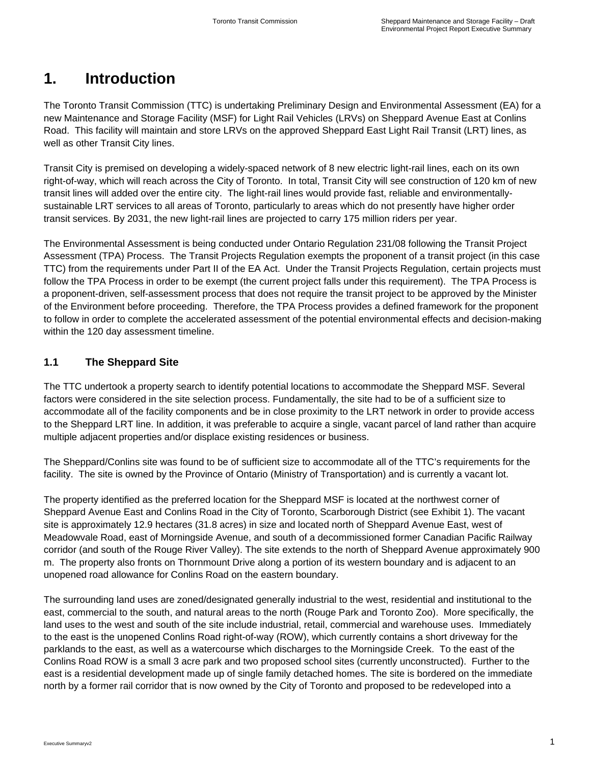# 1. Introduction

The Toronto Transit Commission (TTC) is undertaking Preliminary Design and Environmental Assessment (EA) for a new Maintenance and Storage Facility (MSF) for Light Rail Vehicles (LRVs) on Sheppard Avenue East at Conlins Road. This facility will maintain and store LRVs on the approved Sheppard East Light Rail Transit (LRT) lines, as well as other Transit City lines.

Transit City is premised on developing a widely-spaced network of 8 new electric light-rail lines, each on its own right-of-way, which will reach across the City of Toronto. In total, Transit City will see construction of 120 km of new transit lines will added over the entire city. The light-rail lines would provide fast, reliable and environmentally-sustainable LRT services to all areas of Toronto, particularly to areas which do not presently have higher order transit services. By 2031, the new light-rail lines are projected to carry 175 million riders per year.

The Environmental Assessment is being conducted under Ontario Regulation 231/08 following the Transit Project Assessment (TPA) Process. The Transit Projects Regulation exempts the proponent of a transit project (in this case TTC) from the requirements under Part II of the EA Act. Under the Transit Projects Regulation, certain projects must follow the TPA Process in order to be exempt (the current project falls under this requirement). The TPA Process is a proponent-driven, self-assessment process that does not require the transit project to be approved by the Minister of the Environment before proceeding. Therefore, the TPA Process provides a defined framework for the proponent to follow in order to complete the accelerated assessment of the potential environmental effects and decision-making within the 120 day assessment timeline.

## 1.1 The Sheppard Site

The TTC undertook a property search to identify potential locations to accommodate the Sheppard MSF. Several factors were considered in the site selection process. Fundamentally, the site had to be of a sufficient size to accommodate all of the facility components and be in close proximity to the LRT network in order to provide access to the Sheppard LRT line. In addition, it was preferable to acquire a single, vacant parcel of land rather than acquire multiple adjacent properties and/or displace existing residences or business.

The Sheppard/Conlins site was found to be of sufficient size to accommodate all of the TTC's requirements for the facility. The site is owned by the Province of Ontario (Ministry of Transportation) and is currently a vacant lot.

The property identified as the preferred location for the Sheppard MSF is located at the northwest corner of Sheppard Avenue East and Conlins Road in the City of Toronto, Scarborough District (see Exhibit 1). The vacant site is approximately 12.9 hectares (31.8 acres) in size and located north of Sheppard Avenue East, west of Meadowvale Road, east of Morningside Avenue, and south of a decommissioned former Canadian Pacific Railway corridor (and south of the Rouge River Valley). The site extends to the north of Sheppard Avenue approximately 900 m. The property also fronts on Thornmount Drive along a portion of its western boundary and is adjacent to an unopened road allowance for Conlins Road on the eastern boundary.

The surrounding land uses are zoned/designated generally industrial to the west, residential and institutional to the east, commercial to the south, and natural areas to the north (Rouge Park and Toronto Zoo). More specifically, the land uses to the west and south of the site include industrial, retail, commercial and warehouse uses. Immediately to the east is the unopened Conlins Road right-of-way (ROW), which currently contains a short driveway for the parklands to the east, as well as a watercourse which discharges to the Morningside Creek. To the east of the Conlins Road ROW is a small 3 acre park and two proposed school sites (currently unconstructed). Further to the east is a residential development made up of single family detached homes. The site is bordered on the immediate north by a former rail corridor that is now owned by the City of Toronto and proposed to be redeveloped into a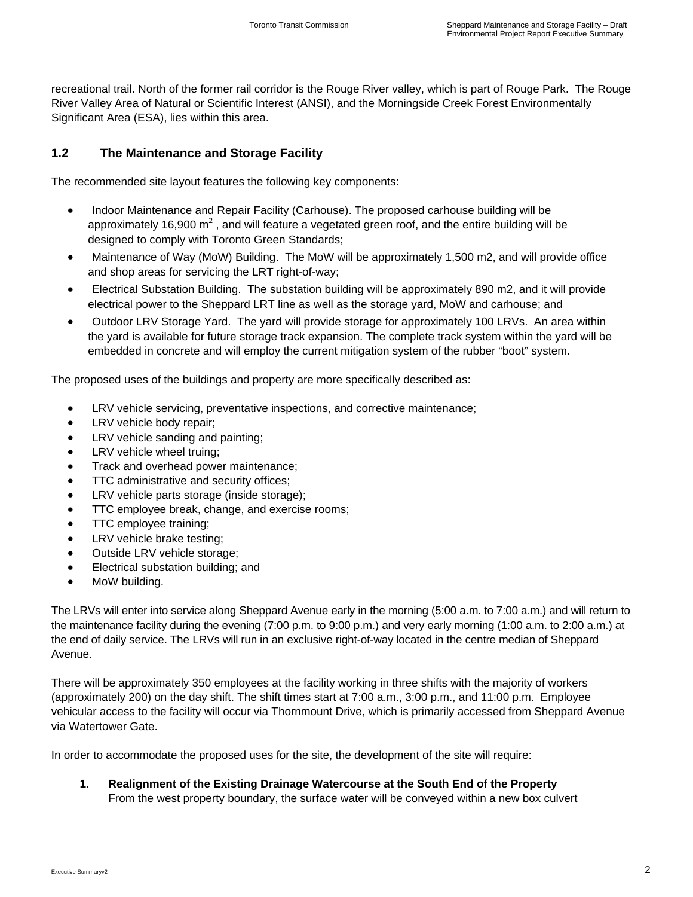recreational trail. North of the former rail corridor is the Rouge River valley, which is part of Rouge Park. The Rouge River Valley Area of Natural or Scientific Interest (ANSI), and the Morningside Creek Forest Environmentally Significant Area (ESA), lies within this area.

## 1.2 The Maintenance and Storage Facility

The recommended site layout features the following key components:

- Indoor Maintenance and Repair Facility (Carhouse). The proposed carhouse building will be approximately 16,900 $m^2$ , and will feature a vegetated green roof, and the entire building will be designed to comply with Toronto Green Standards;
- Maintenance of Way (MoW) Building. The MoW will be approximately 1,500 m2, and will provide office and shop areas for servicing the LRT right-of-way;
- Electrical Substation Building. The substation building will be approximately 890 m2, and it will provide electrical power to the Sheppard LRT line as well as the storage yard, MoW and carhouse; and
- Outdoor LRV Storage Yard. The yard will provide storage for approximately 100 LRVs. An area within the yard is available for future storage track expansion. The complete track system within the yard will be embedded in concrete and will employ the current mitigation system of the rubber "boot" system.

The proposed uses of the buildings and property are more specifically described as:

- LRV vehicle servicing, preventative inspections, and corrective maintenance;
- LRV vehicle body repair;
- LRV vehicle sanding and painting;
- LRV vehicle wheel truing;
- Track and overhead power maintenance;
- TTC administrative and security offices;
- LRV vehicle parts storage (inside storage);
- TTC employee break, change, and exercise rooms;
- TTC employee training;
- LRV vehicle brake testing;
- Outside LRV vehicle storage;
- Electrical substation building; and
- MoW building.

The LRVs will enter into service along Sheppard Avenue early in the morning (5:00 a.m. to 7:00 a.m.) and will return to the maintenance facility during the evening (7:00 p.m. to 9:00 p.m.) and very early morning (1:00 a.m. to 2:00 a.m.) at the end of daily service. The LRVs will run in an exclusive right-of-way located in the centre median of Sheppard Avenue.

There will be approximately 350 employees at the facility working in three shifts with the majority of workers (approximately 200) on the day shift. The shift times start at 7:00 a.m., 3:00 p.m., and 11:00 p.m. Employee vehicular access to the facility will occur via Thornmount Drive, which is primarily accessed from Sheppard Avenue via Watertower Gate.

In order to accommodate the proposed uses for the site, the development of the site will require:

1. **Realignment of the Existing Drainage Watercourse at the South End of the Property**
   From the west property boundary, the surface water will be conveyed within a new box culvert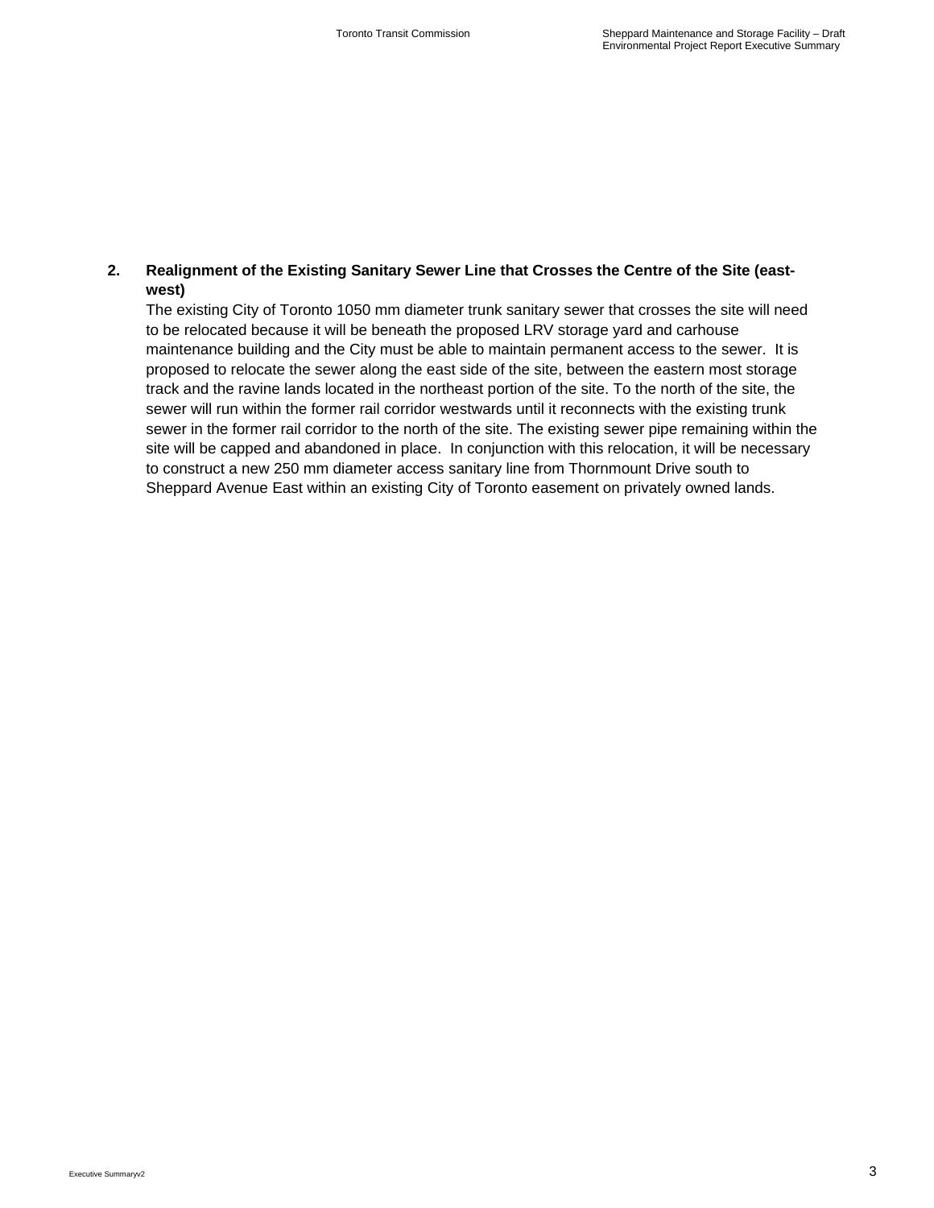**2. Realignment of the Existing Sanitary Sewer Line that Crosses the Centre of the Site (east-west)**

The existing City of Toronto 1050 mm diameter trunk sanitary sewer that crosses the site will need to be relocated because it will be beneath the proposed LRV storage yard and carhouse maintenance building and the City must be able to maintain permanent access to the sewer. It is proposed to relocate the sewer along the east side of the site, between the eastern most storage track and the ravine lands located in the northeast portion of the site. To the north of the site, the sewer will run within the former rail corridor westwards until it reconnects with the existing trunk sewer in the former rail corridor to the north of the site. The existing sewer pipe remaining within the site will be capped and abandoned in place. In conjunction with this relocation, it will be necessary to construct a new 250 mm diameter access sanitary line from Thornmount Drive south to Sheppard Avenue East within an existing City of Toronto easement on privately owned lands.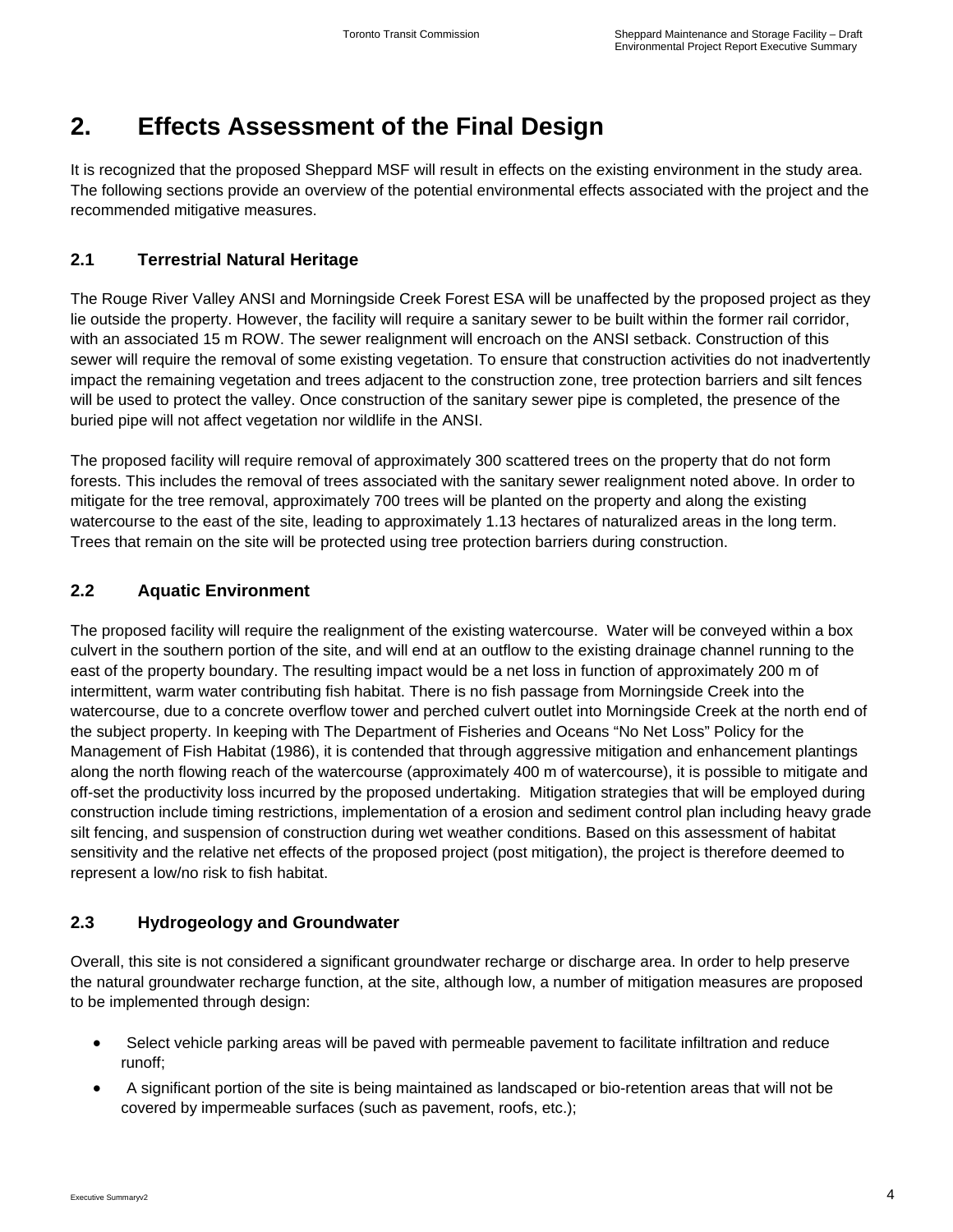# 2. Effects Assessment of the Final Design

It is recognized that the proposed Sheppard MSF will result in effects on the existing environment in the study area. The following sections provide an overview of the potential environmental effects associated with the project and the recommended mitigative measures.

## 2.1 Terrestrial Natural Heritage

The Rouge River Valley ANSI and Morningside Creek Forest ESA will be unaffected by the proposed project as they lie outside the property. However, the facility will require a sanitary sewer to be built within the former rail corridor, with an associated 15 m ROW. The sewer realignment will encroach on the ANSI setback. Construction of this sewer will require the removal of some existing vegetation. To ensure that construction activities do not inadvertently impact the remaining vegetation and trees adjacent to the construction zone, tree protection barriers and silt fences will be used to protect the valley. Once construction of the sanitary sewer pipe is completed, the presence of the buried pipe will not affect vegetation nor wildlife in the ANSI.

The proposed facility will require removal of approximately 300 scattered trees on the property that do not form forests. This includes the removal of trees associated with the sanitary sewer realignment noted above. In order to mitigate for the tree removal, approximately 700 trees will be planted on the property and along the existing watercourse to the east of the site, leading to approximately 1.13 hectares of naturalized areas in the long term. Trees that remain on the site will be protected using tree protection barriers during construction.

## 2.2 Aquatic Environment

The proposed facility will require the realignment of the existing watercourse. Water will be conveyed within a box culvert in the southern portion of the site, and will end at an outflow to the existing drainage channel running to the east of the property boundary. The resulting impact would be a net loss in function of approximately 200 m of intermittent, warm water contributing fish habitat. There is no fish passage from Morningside Creek into the watercourse, due to a concrete overflow tower and perched culvert outlet into Morningside Creek at the north end of the subject property. In keeping with The Department of Fisheries and Oceans "No Net Loss" Policy for the Management of Fish Habitat (1986), it is contended that through aggressive mitigation and enhancement plantings along the north flowing reach of the watercourse (approximately 400 m of watercourse), it is possible to mitigate and off-set the productivity loss incurred by the proposed undertaking. Mitigation strategies that will be employed during construction include timing restrictions, implementation of a erosion and sediment control plan including heavy grade silt fencing, and suspension of construction during wet weather conditions. Based on this assessment of habitat sensitivity and the relative net effects of the proposed project (post mitigation), the project is therefore deemed to represent a low/no risk to fish habitat.

## 2.3 Hydrogeology and Groundwater

Overall, this site is not considered a significant groundwater recharge or discharge area. In order to help preserve the natural groundwater recharge function, at the site, although low, a number of mitigation measures are proposed to be implemented through design:

- Select vehicle parking areas will be paved with permeable pavement to facilitate infiltration and reduce runoff;
- A significant portion of the site is being maintained as landscaped or bio-retention areas that will not be covered by impermeable surfaces (such as pavement, roofs, etc.);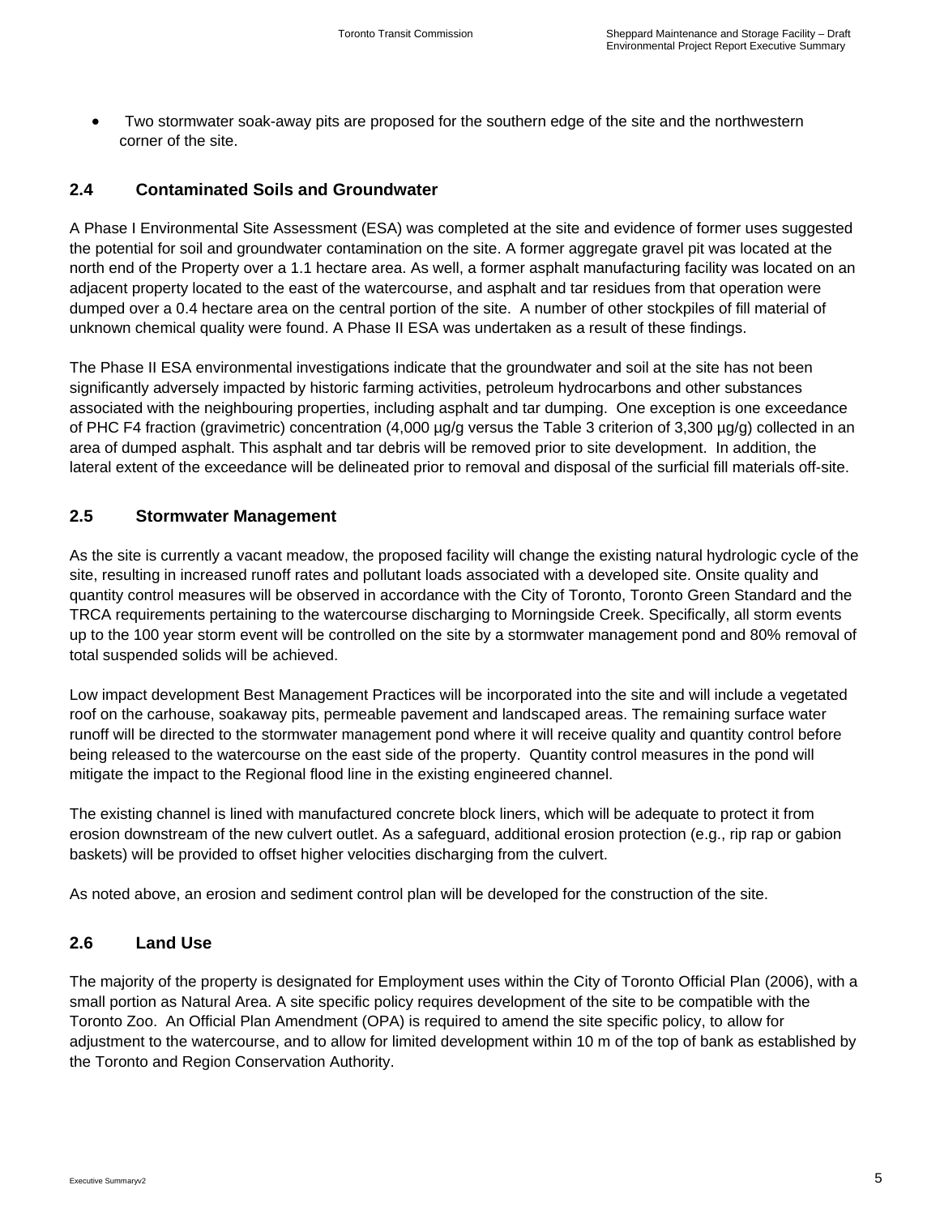- Two stormwater soak-away pits are proposed for the southern edge of the site and the northwestern corner of the site.

## 2.4 Contaminated Soils and Groundwater

A Phase I Environmental Site Assessment (ESA) was completed at the site and evidence of former uses suggested the potential for soil and groundwater contamination on the site. A former aggregate gravel pit was located at the north end of the Property over a 1.1 hectare area. As well, a former asphalt manufacturing facility was located on an adjacent property located to the east of the watercourse, and asphalt and tar residues from that operation were dumped over a 0.4 hectare area on the central portion of the site. A number of other stockpiles of fill material of unknown chemical quality were found. A Phase II ESA was undertaken as a result of these findings.

The Phase II ESA environmental investigations indicate that the groundwater and soil at the site has not been significantly adversely impacted by historic farming activities, petroleum hydrocarbons and other substances associated with the neighbouring properties, including asphalt and tar dumping. One exception is one exceedance of PHC F4 fraction (gravimetric) concentration (4,000 µg/g versus the Table 3 criterion of 3,300 µg/g) collected in an area of dumped asphalt. This asphalt and tar debris will be removed prior to site development. In addition, the lateral extent of the exceedance will be delineated prior to removal and disposal of the surficial fill materials off-site.

## 2.5 Stormwater Management

As the site is currently a vacant meadow, the proposed facility will change the existing natural hydrologic cycle of the site, resulting in increased runoff rates and pollutant loads associated with a developed site. Onsite quality and quantity control measures will be observed in accordance with the City of Toronto, Toronto Green Standard and the TRCA requirements pertaining to the watercourse discharging to Morningside Creek. Specifically, all storm events up to the 100 year storm event will be controlled on the site by a stormwater management pond and 80% removal of total suspended solids will be achieved.

Low impact development Best Management Practices will be incorporated into the site and will include a vegetated roof on the carhouse, soakaway pits, permeable pavement and landscaped areas. The remaining surface water runoff will be directed to the stormwater management pond where it will receive quality and quantity control before being released to the watercourse on the east side of the property. Quantity control measures in the pond will mitigate the impact to the Regional flood line in the existing engineered channel.

The existing channel is lined with manufactured concrete block liners, which will be adequate to protect it from erosion downstream of the new culvert outlet. As a safeguard, additional erosion protection (e.g., rip rap or gabion baskets) will be provided to offset higher velocities discharging from the culvert.

As noted above, an erosion and sediment control plan will be developed for the construction of the site.

## 2.6 Land Use

The majority of the property is designated for Employment uses within the City of Toronto Official Plan (2006), with a small portion as Natural Area. A site specific policy requires development of the site to be compatible with the Toronto Zoo. An Official Plan Amendment (OPA) is required to amend the site specific policy, to allow for adjustment to the watercourse, and to allow for limited development within 10 m of the top of bank as established by the Toronto and Region Conservation Authority.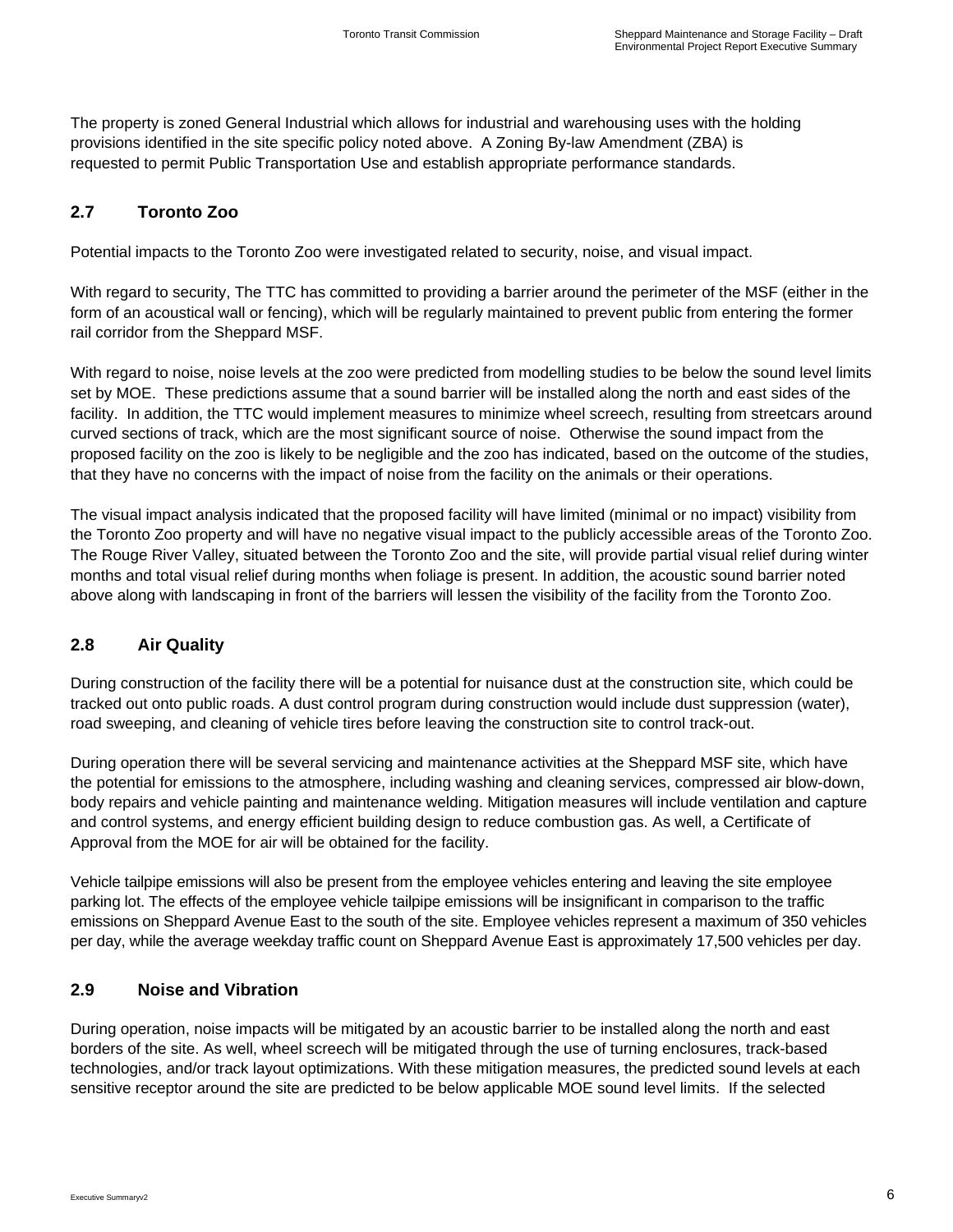The property is zoned General Industrial which allows for industrial and warehousing uses with the holding provisions identified in the site specific policy noted above. A Zoning By-law Amendment (ZBA) is requested to permit Public Transportation Use and establish appropriate performance standards.

## 2.7 Toronto Zoo

Potential impacts to the Toronto Zoo were investigated related to security, noise, and visual impact.

With regard to security, The TTC has committed to providing a barrier around the perimeter of the MSF (either in the form of an acoustical wall or fencing), which will be regularly maintained to prevent public from entering the former rail corridor from the Sheppard MSF.

With regard to noise, noise levels at the zoo were predicted from modelling studies to be below the sound level limits set by MOE. These predictions assume that a sound barrier will be installed along the north and east sides of the facility. In addition, the TTC would implement measures to minimize wheel screech, resulting from streetcars around curved sections of track, which are the most significant source of noise. Otherwise the sound impact from the proposed facility on the zoo is likely to be negligible and the zoo has indicated, based on the outcome of the studies, that they have no concerns with the impact of noise from the facility on the animals or their operations.

The visual impact analysis indicated that the proposed facility will have limited (minimal or no impact) visibility from the Toronto Zoo property and will have no negative visual impact to the publicly accessible areas of the Toronto Zoo. The Rouge River Valley, situated between the Toronto Zoo and the site, will provide partial visual relief during winter months and total visual relief during months when foliage is present. In addition, the acoustic sound barrier noted above along with landscaping in front of the barriers will lessen the visibility of the facility from the Toronto Zoo.

## 2.8 Air Quality

During construction of the facility there will be a potential for nuisance dust at the construction site, which could be tracked out onto public roads. A dust control program during construction would include dust suppression (water), road sweeping, and cleaning of vehicle tires before leaving the construction site to control track-out.

During operation there will be several servicing and maintenance activities at the Sheppard MSF site, which have the potential for emissions to the atmosphere, including washing and cleaning services, compressed air blow-down, body repairs and vehicle painting and maintenance welding. Mitigation measures will include ventilation and capture and control systems, and energy efficient building design to reduce combustion gas. As well, a Certificate of Approval from the MOE for air will be obtained for the facility.

Vehicle tailpipe emissions will also be present from the employee vehicles entering and leaving the site employee parking lot. The effects of the employee vehicle tailpipe emissions will be insignificant in comparison to the traffic emissions on Sheppard Avenue East to the south of the site. Employee vehicles represent a maximum of 350 vehicles per day, while the average weekday traffic count on Sheppard Avenue East is approximately 17,500 vehicles per day.

## 2.9 Noise and Vibration

During operation, noise impacts will be mitigated by an acoustic barrier to be installed along the north and east borders of the site. As well, wheel screech will be mitigated through the use of turning enclosures, track-based technologies, and/or track layout optimizations. With these mitigation measures, the predicted sound levels at each sensitive receptor around the site are predicted to be below applicable MOE sound level limits. If the selected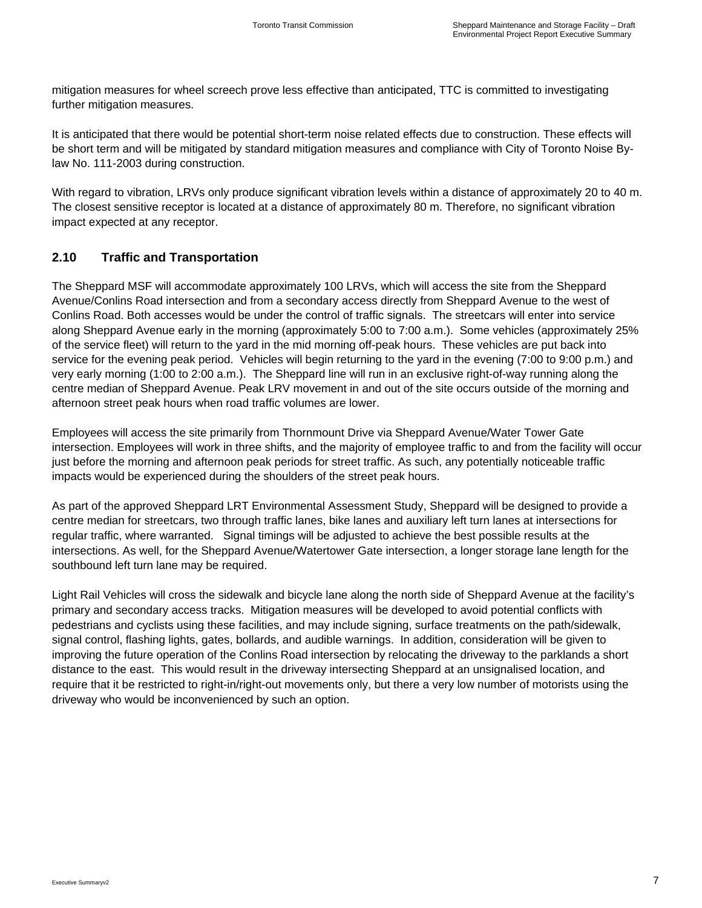mitigation measures for wheel screech prove less effective than anticipated, TTC is committed to investigating further mitigation measures.

It is anticipated that there would be potential short-term noise related effects due to construction. These effects will be short term and will be mitigated by standard mitigation measures and compliance with City of Toronto Noise By-law No. 111-2003 during construction.

With regard to vibration, LRVs only produce significant vibration levels within a distance of approximately 20 to 40 m. The closest sensitive receptor is located at a distance of approximately 80 m. Therefore, no significant vibration impact expected at any receptor.

## 2.10 Traffic and Transportation

The Sheppard MSF will accommodate approximately 100 LRVs, which will access the site from the Sheppard Avenue/Conlins Road intersection and from a secondary access directly from Sheppard Avenue to the west of Conlins Road. Both accesses would be under the control of traffic signals. The streetcars will enter into service along Sheppard Avenue early in the morning (approximately 5:00 to 7:00 a.m.). Some vehicles (approximately 25% of the service fleet) will return to the yard in the mid morning off-peak hours. These vehicles are put back into service for the evening peak period. Vehicles will begin returning to the yard in the evening (7:00 to 9:00 p.m.) and very early morning (1:00 to 2:00 a.m.). The Sheppard line will run in an exclusive right-of-way running along the centre median of Sheppard Avenue. Peak LRV movement in and out of the site occurs outside of the morning and afternoon street peak hours when road traffic volumes are lower.

Employees will access the site primarily from Thornmount Drive via Sheppard Avenue/Water Tower Gate intersection. Employees will work in three shifts, and the majority of employee traffic to and from the facility will occur just before the morning and afternoon peak periods for street traffic. As such, any potentially noticeable traffic impacts would be experienced during the shoulders of the street peak hours.

As part of the approved Sheppard LRT Environmental Assessment Study, Sheppard will be designed to provide a centre median for streetcars, two through traffic lanes, bike lanes and auxiliary left turn lanes at intersections for regular traffic, where warranted. Signal timings will be adjusted to achieve the best possible results at the intersections. As well, for the Sheppard Avenue/Watertower Gate intersection, a longer storage lane length for the southbound left turn lane may be required.

Light Rail Vehicles will cross the sidewalk and bicycle lane along the north side of Sheppard Avenue at the facility's primary and secondary access tracks. Mitigation measures will be developed to avoid potential conflicts with pedestrians and cyclists using these facilities, and may include signing, surface treatments on the path/sidewalk, signal control, flashing lights, gates, bollards, and audible warnings. In addition, consideration will be given to improving the future operation of the Conlins Road intersection by relocating the driveway to the parklands a short distance to the east. This would result in the driveway intersecting Sheppard at an unsignalised location, and require that it be restricted to right-in/right-out movements only, but there a very low number of motorists using the driveway who would be inconvenienced by such an option.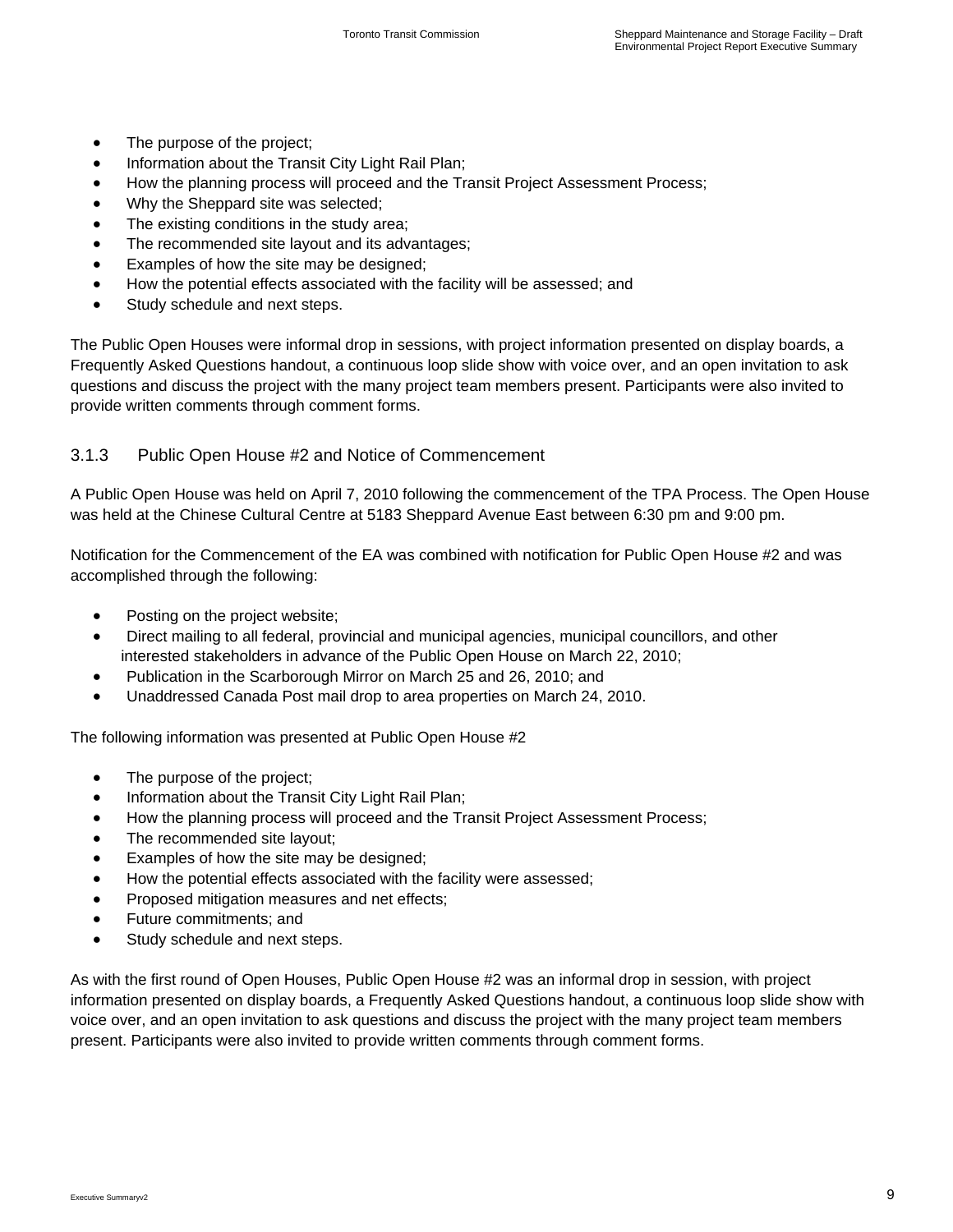- The purpose of the project;
- Information about the Transit City Light Rail Plan;
- How the planning process will proceed and the Transit Project Assessment Process;
- Why the Sheppard site was selected;
- The existing conditions in the study area;
- The recommended site layout and its advantages;
- Examples of how the site may be designed;
- How the potential effects associated with the facility will be assessed; and
- Study schedule and next steps.

The Public Open Houses were informal drop in sessions, with project information presented on display boards, a Frequently Asked Questions handout, a continuous loop slide show with voice over, and an open invitation to ask questions and discuss the project with the many project team members present. Participants were also invited to provide written comments through comment forms.

### 3.1.3 Public Open House #2 and Notice of Commencement

A Public Open House was held on April 7, 2010 following the commencement of the TPA Process. The Open House was held at the Chinese Cultural Centre at 5183 Sheppard Avenue East between 6:30 pm and 9:00 pm.

Notification for the Commencement of the EA was combined with notification for Public Open House #2 and was accomplished through the following:

- Posting on the project website;
- Direct mailing to all federal, provincial and municipal agencies, municipal councillors, and other interested stakeholders in advance of the Public Open House on March 22, 2010;
- Publication in the Scarborough Mirror on March 25 and 26, 2010; and
- Unaddressed Canada Post mail drop to area properties on March 24, 2010.

The following information was presented at Public Open House #2

- The purpose of the project;
- Information about the Transit City Light Rail Plan;
- How the planning process will proceed and the Transit Project Assessment Process;
- The recommended site layout;
- Examples of how the site may be designed;
- How the potential effects associated with the facility were assessed;
- Proposed mitigation measures and net effects;
- Future commitments; and
- Study schedule and next steps.

As with the first round of Open Houses, Public Open House #2 was an informal drop in session, with project information presented on display boards, a Frequently Asked Questions handout, a continuous loop slide show with voice over, and an open invitation to ask questions and discuss the project with the many project team members present. Participants were also invited to provide written comments through comment forms.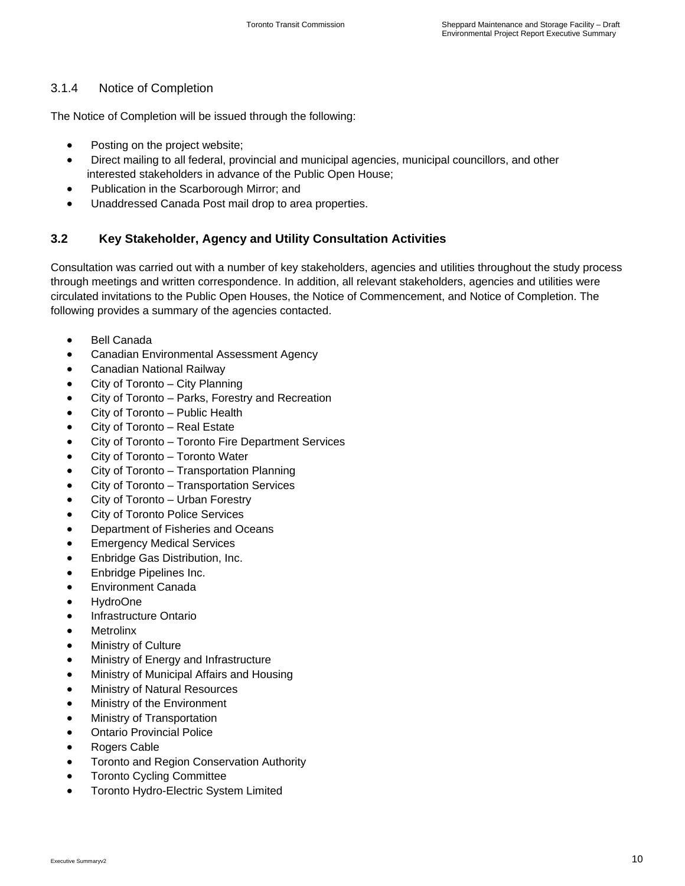### 3.1.4 Notice of Completion

The Notice of Completion will be issued through the following:

- Posting on the project website;
- Direct mailing to all federal, provincial and municipal agencies, municipal councillors, and other interested stakeholders in advance of the Public Open House;
- Publication in the Scarborough Mirror; and
- Unaddressed Canada Post mail drop to area properties.

## 3.2 Key Stakeholder, Agency and Utility Consultation Activities

Consultation was carried out with a number of key stakeholders, agencies and utilities throughout the study process through meetings and written correspondence. In addition, all relevant stakeholders, agencies and utilities were circulated invitations to the Public Open Houses, the Notice of Commencement, and Notice of Completion. The following provides a summary of the agencies contacted.

- Bell Canada
- Canadian Environmental Assessment Agency
- Canadian National Railway
- City of Toronto – City Planning
- City of Toronto – Parks, Forestry and Recreation
- City of Toronto – Public Health
- City of Toronto – Real Estate
- City of Toronto – Toronto Fire Department Services
- City of Toronto – Toronto Water
- City of Toronto – Transportation Planning
- City of Toronto – Transportation Services
- City of Toronto – Urban Forestry
- City of Toronto Police Services
- Department of Fisheries and Oceans
- Emergency Medical Services
- Enbridge Gas Distribution, Inc.
- Enbridge Pipelines Inc.
- Environment Canada
- HydroOne
- Infrastructure Ontario
- Metrolinx
- Ministry of Culture
- Ministry of Energy and Infrastructure
- Ministry of Municipal Affairs and Housing
- Ministry of Natural Resources
- Ministry of the Environment
- Ministry of Transportation
- Ontario Provincial Police
- Rogers Cable
- Toronto and Region Conservation Authority
- Toronto Cycling Committee
- Toronto Hydro-Electric System Limited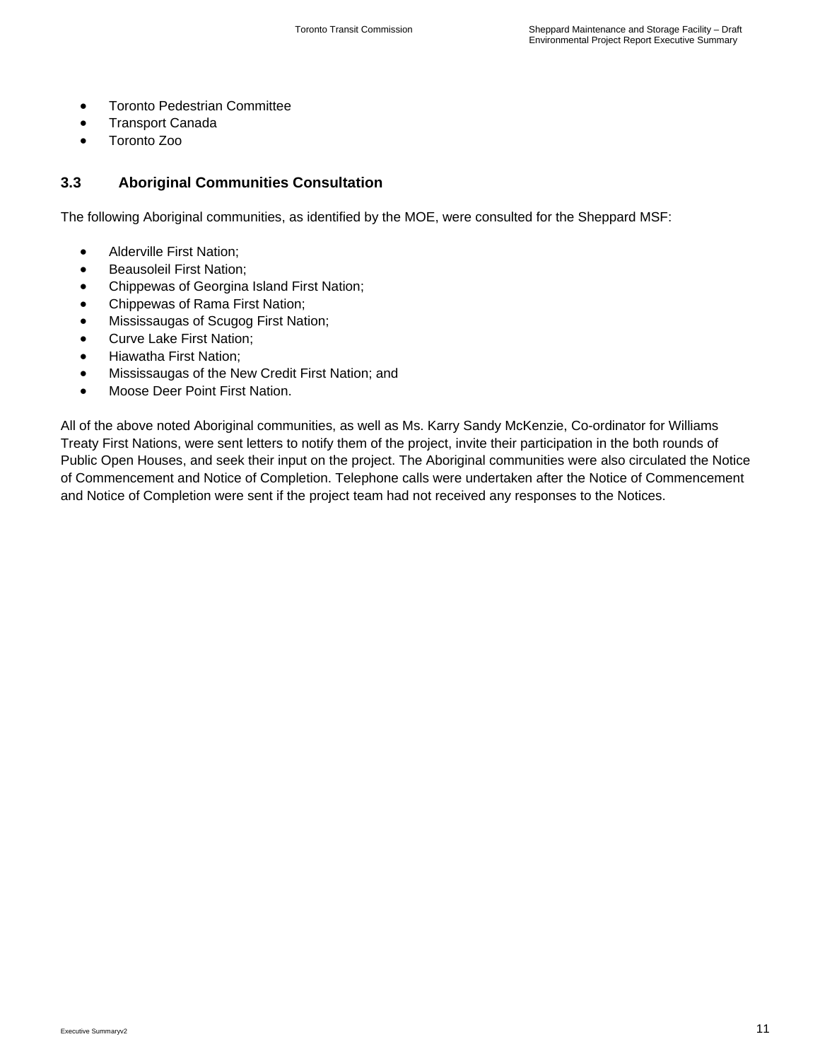- Toronto Pedestrian Committee
- Transport Canada
- Toronto Zoo

### 3.3 Aboriginal Communities Consultation

The following Aboriginal communities, as identified by the MOE, were consulted for the Sheppard MSF:

- Alderville First Nation;
- Beausoleil First Nation;
- Chippewas of Georgina Island First Nation;
- Chippewas of Rama First Nation;
- Mississaugas of Scugog First Nation;
- Curve Lake First Nation;
- Hiawatha First Nation;
- Mississaugas of the New Credit First Nation; and
- Moose Deer Point First Nation.

All of the above noted Aboriginal communities, as well as Ms. Karry Sandy McKenzie, Co-ordinator for Williams Treaty First Nations, were sent letters to notify them of the project, invite their participation in the both rounds of Public Open Houses, and seek their input on the project. The Aboriginal communities were also circulated the Notice of Commencement and Notice of Completion. Telephone calls were undertaken after the Notice of Commencement and Notice of Completion were sent if the project team had not received any responses to the Notices.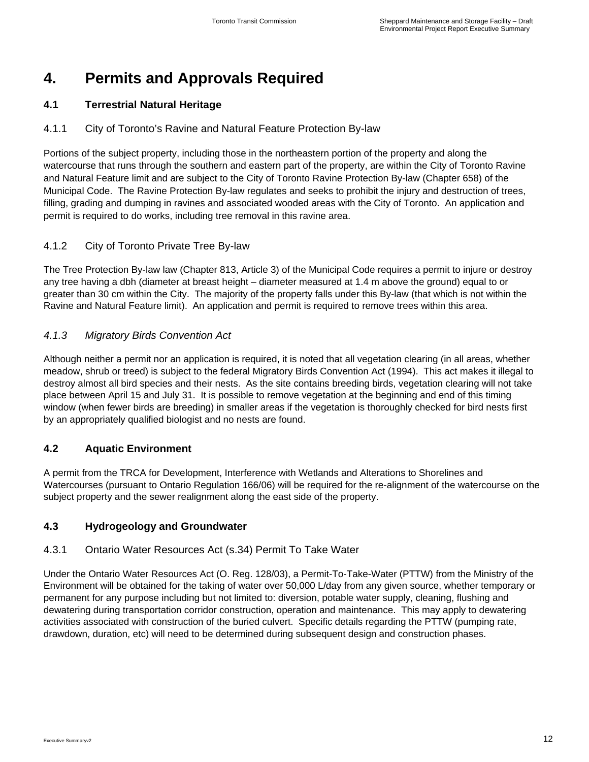# 4. Permits and Approvals Required

## 4.1 Terrestrial Natural Heritage

### 4.1.1 City of Toronto's Ravine and Natural Feature Protection By-law

Portions of the subject property, including those in the northeastern portion of the property and along the watercourse that runs through the southern and eastern part of the property, are within the City of Toronto Ravine and Natural Feature limit and are subject to the City of Toronto Ravine Protection By-law (Chapter 658) of the Municipal Code. The Ravine Protection By-law regulates and seeks to prohibit the injury and destruction of trees, filling, grading and dumping in ravines and associated wooded areas with the City of Toronto. An application and permit is required to do works, including tree removal in this ravine area.

### 4.1.2 City of Toronto Private Tree By-law

The Tree Protection By-law law (Chapter 813, Article 3) of the Municipal Code requires a permit to injure or destroy any tree having a dbh (diameter at breast height – diameter measured at 1.4 m above the ground) equal to or greater than 30 cm within the City. The majority of the property falls under this By-law (that which is not within the Ravine and Natural Feature limit). An application and permit is required to remove trees within this area.

### *4.1.3 Migratory Birds Convention Act*

Although neither a permit nor an application is required, it is noted that all vegetation clearing (in all areas, whether meadow, shrub or treed) is subject to the federal Migratory Birds Convention Act (1994). This act makes it illegal to destroy almost all bird species and their nests. As the site contains breeding birds, vegetation clearing will not take place between April 15 and July 31. It is possible to remove vegetation at the beginning and end of this timing window (when fewer birds are breeding) in smaller areas if the vegetation is thoroughly checked for bird nests first by an appropriately qualified biologist and no nests are found.

## 4.2 Aquatic Environment

A permit from the TRCA for Development, Interference with Wetlands and Alterations to Shorelines and Watercourses (pursuant to Ontario Regulation 166/06) will be required for the re-alignment of the watercourse on the subject property and the sewer realignment along the east side of the property.

## 4.3 Hydrogeology and Groundwater

### 4.3.1 Ontario Water Resources Act (s.34) Permit To Take Water

Under the Ontario Water Resources Act (O. Reg. 128/03), a Permit-To-Take-Water (PTTW) from the Ministry of the Environment will be obtained for the taking of water over 50,000 L/day from any given source, whether temporary or permanent for any purpose including but not limited to: diversion, potable water supply, cleaning, flushing and dewatering during transportation corridor construction, operation and maintenance. This may apply to dewatering activities associated with construction of the buried culvert. Specific details regarding the PTTW (pumping rate, drawdown, duration, etc) will need to be determined during subsequent design and construction phases.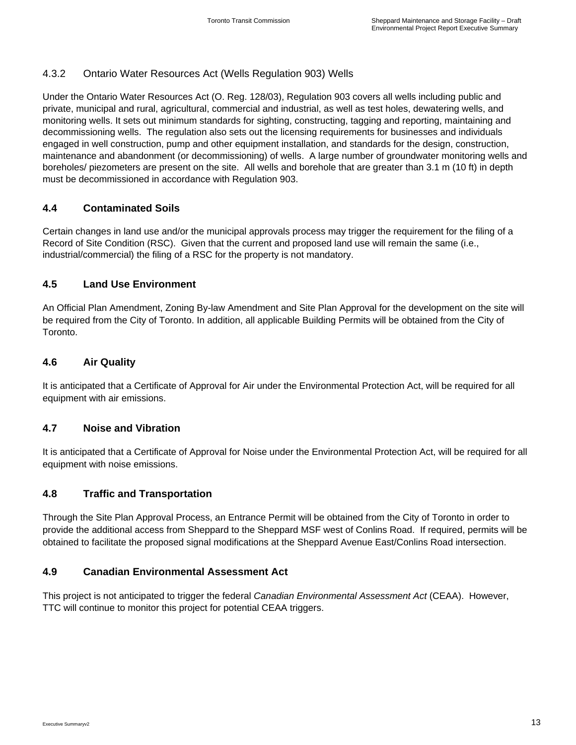### 4.3.2 Ontario Water Resources Act (Wells Regulation 903) Wells

Under the Ontario Water Resources Act (O. Reg. 128/03), Regulation 903 covers all wells including public and private, municipal and rural, agricultural, commercial and industrial, as well as test holes, dewatering wells, and monitoring wells. It sets out minimum standards for sighting, constructing, tagging and reporting, maintaining and decommissioning wells. The regulation also sets out the licensing requirements for businesses and individuals engaged in well construction, pump and other equipment installation, and standards for the design, construction, maintenance and abandonment (or decommissioning) of wells. A large number of groundwater monitoring wells and boreholes/ piezometers are present on the site. All wells and borehole that are greater than 3.1 m (10 ft) in depth must be decommissioned in accordance with Regulation 903.

## 4.4 Contaminated Soils

Certain changes in land use and/or the municipal approvals process may trigger the requirement for the filing of a Record of Site Condition (RSC). Given that the current and proposed land use will remain the same (i.e., industrial/commercial) the filing of a RSC for the property is not mandatory.

## 4.5 Land Use Environment

An Official Plan Amendment, Zoning By-law Amendment and Site Plan Approval for the development on the site will be required from the City of Toronto. In addition, all applicable Building Permits will be obtained from the City of Toronto.

## 4.6 Air Quality

It is anticipated that a Certificate of Approval for Air under the Environmental Protection Act, will be required for all equipment with air emissions.

## 4.7 Noise and Vibration

It is anticipated that a Certificate of Approval for Noise under the Environmental Protection Act, will be required for all equipment with noise emissions.

## 4.8 Traffic and Transportation

Through the Site Plan Approval Process, an Entrance Permit will be obtained from the City of Toronto in order to provide the additional access from Sheppard to the Sheppard MSF west of Conlins Road. If required, permits will be obtained to facilitate the proposed signal modifications at the Sheppard Avenue East/Conlins Road intersection.

## 4.9 Canadian Environmental Assessment Act

This project is not anticipated to trigger the federal *Canadian Environmental Assessment Act* (CEAA). However, TTC will continue to monitor this project for potential CEAA triggers.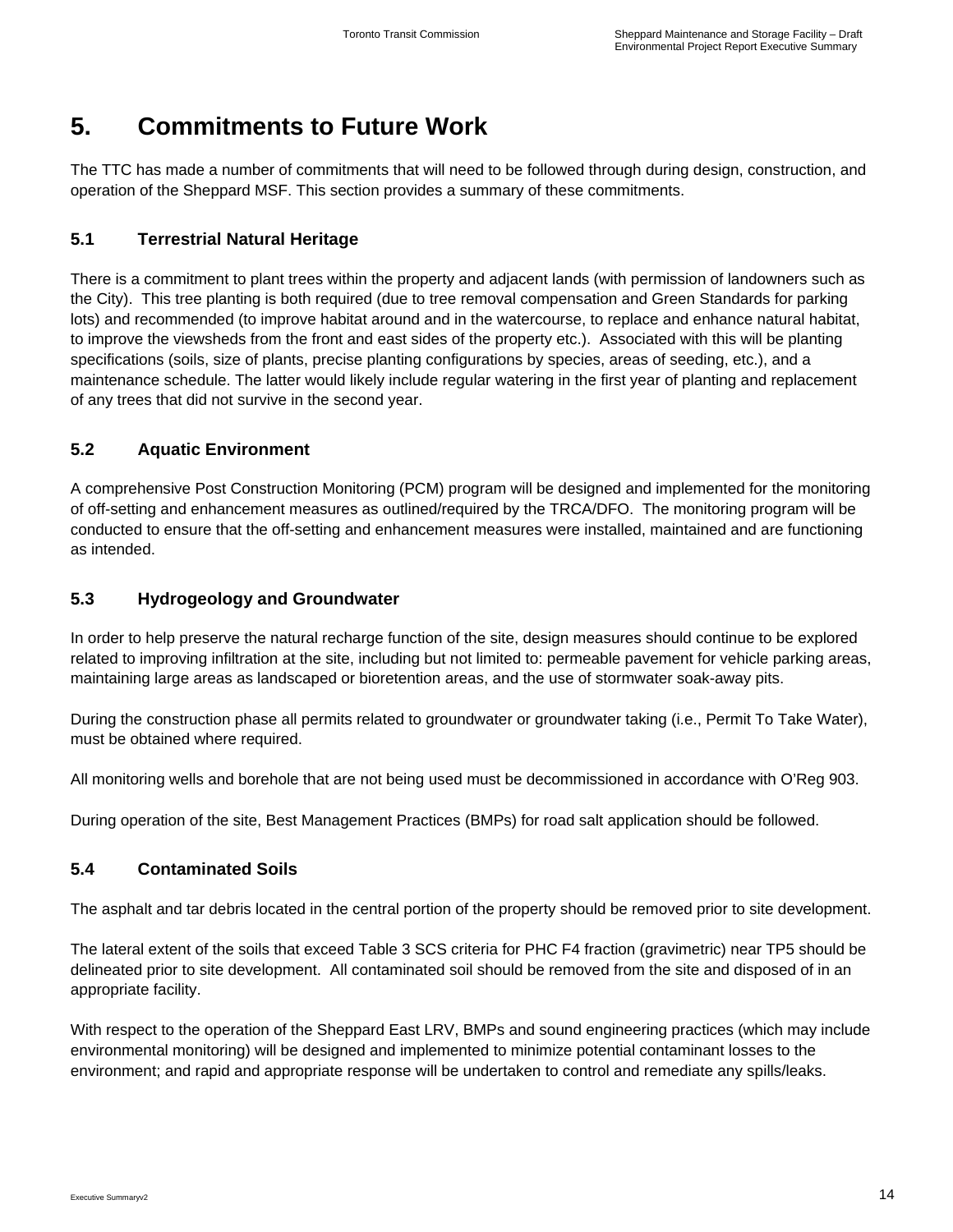# 5. Commitments to Future Work

The TTC has made a number of commitments that will need to be followed through during design, construction, and operation of the Sheppard MSF. This section provides a summary of these commitments.

## 5.1 Terrestrial Natural Heritage

There is a commitment to plant trees within the property and adjacent lands (with permission of landowners such as the City). This tree planting is both required (due to tree removal compensation and Green Standards for parking lots) and recommended (to improve habitat around and in the watercourse, to replace and enhance natural habitat, to improve the viewsheds from the front and east sides of the property etc.). Associated with this will be planting specifications (soils, size of plants, precise planting configurations by species, areas of seeding, etc.), and a maintenance schedule. The latter would likely include regular watering in the first year of planting and replacement of any trees that did not survive in the second year.

## 5.2 Aquatic Environment

A comprehensive Post Construction Monitoring (PCM) program will be designed and implemented for the monitoring of off-setting and enhancement measures as outlined/required by the TRCA/DFO. The monitoring program will be conducted to ensure that the off-setting and enhancement measures were installed, maintained and are functioning as intended.

## 5.3 Hydrogeology and Groundwater

In order to help preserve the natural recharge function of the site, design measures should continue to be explored related to improving infiltration at the site, including but not limited to: permeable pavement for vehicle parking areas, maintaining large areas as landscaped or bioretention areas, and the use of stormwater soak-away pits.

During the construction phase all permits related to groundwater or groundwater taking (i.e., Permit To Take Water), must be obtained where required.

All monitoring wells and borehole that are not being used must be decommissioned in accordance with O'Reg 903.

During operation of the site, Best Management Practices (BMPs) for road salt application should be followed.

## 5.4 Contaminated Soils

The asphalt and tar debris located in the central portion of the property should be removed prior to site development.

The lateral extent of the soils that exceed Table 3 SCS criteria for PHC F4 fraction (gravimetric) near TP5 should be delineated prior to site development. All contaminated soil should be removed from the site and disposed of in an appropriate facility.

With respect to the operation of the Sheppard East LRV, BMPs and sound engineering practices (which may include environmental monitoring) will be designed and implemented to minimize potential contaminant losses to the environment; and rapid and appropriate response will be undertaken to control and remediate any spills/leaks.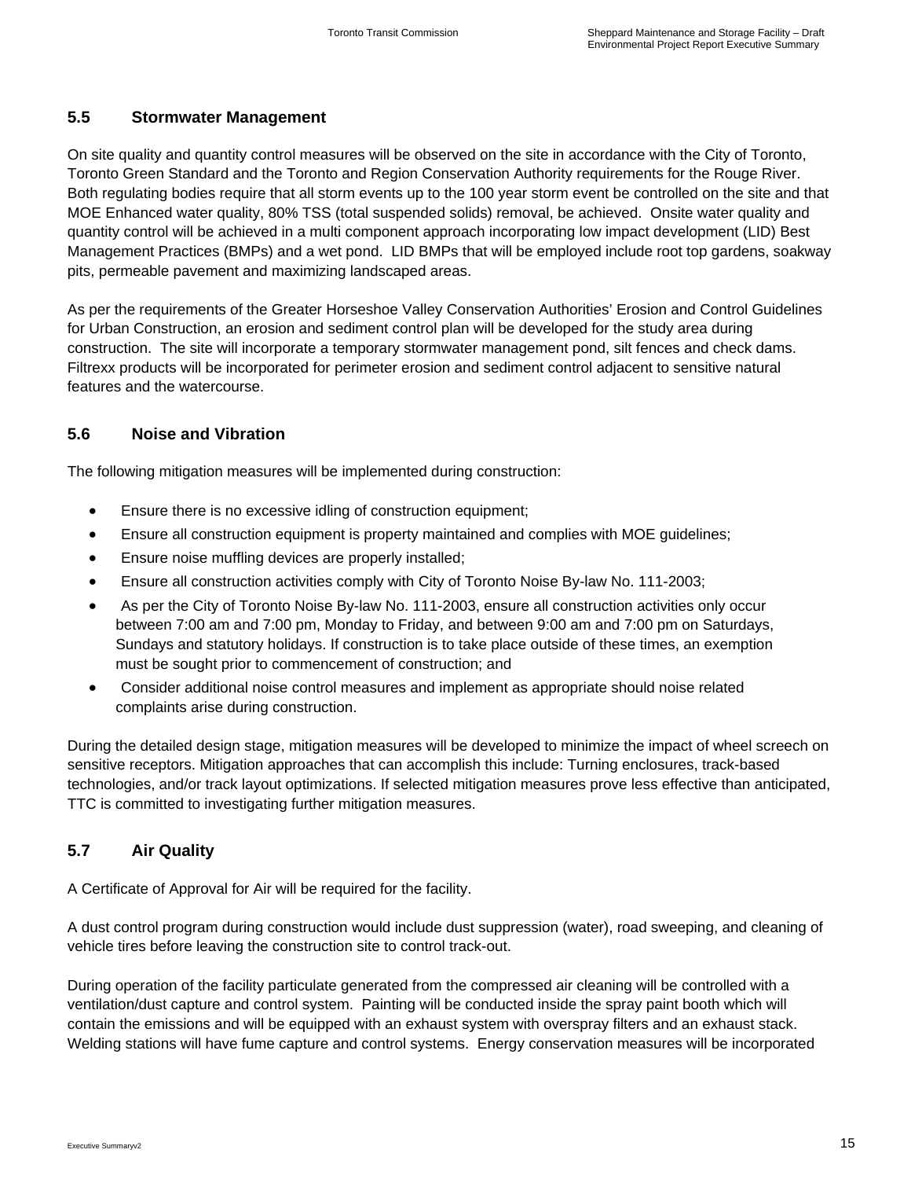## 5.5 Stormwater Management

On site quality and quantity control measures will be observed on the site in accordance with the City of Toronto, Toronto Green Standard and the Toronto and Region Conservation Authority requirements for the Rouge River. Both regulating bodies require that all storm events up to the 100 year storm event be controlled on the site and that MOE Enhanced water quality, 80% TSS (total suspended solids) removal, be achieved. Onsite water quality and quantity control will be achieved in a multi component approach incorporating low impact development (LID) Best Management Practices (BMPs) and a wet pond. LID BMPs that will be employed include root top gardens, soakway pits, permeable pavement and maximizing landscaped areas.

As per the requirements of the Greater Horseshoe Valley Conservation Authorities' Erosion and Control Guidelines for Urban Construction, an erosion and sediment control plan will be developed for the study area during construction. The site will incorporate a temporary stormwater management pond, silt fences and check dams. Filtrexx products will be incorporated for perimeter erosion and sediment control adjacent to sensitive natural features and the watercourse.

## 5.6 Noise and Vibration

The following mitigation measures will be implemented during construction:

- Ensure there is no excessive idling of construction equipment;
- Ensure all construction equipment is property maintained and complies with MOE guidelines;
- Ensure noise muffling devices are properly installed;
- Ensure all construction activities comply with City of Toronto Noise By-law No. 111-2003;
- As per the City of Toronto Noise By-law No. 111-2003, ensure all construction activities only occur between 7:00 am and 7:00 pm, Monday to Friday, and between 9:00 am and 7:00 pm on Saturdays, Sundays and statutory holidays. If construction is to take place outside of these times, an exemption must be sought prior to commencement of construction; and
- Consider additional noise control measures and implement as appropriate should noise related complaints arise during construction.

During the detailed design stage, mitigation measures will be developed to minimize the impact of wheel screech on sensitive receptors. Mitigation approaches that can accomplish this include: Turning enclosures, track-based technologies, and/or track layout optimizations. If selected mitigation measures prove less effective than anticipated, TTC is committed to investigating further mitigation measures.

## 5.7 Air Quality

A Certificate of Approval for Air will be required for the facility.

A dust control program during construction would include dust suppression (water), road sweeping, and cleaning of vehicle tires before leaving the construction site to control track-out.

During operation of the facility particulate generated from the compressed air cleaning will be controlled with a ventilation/dust capture and control system. Painting will be conducted inside the spray paint booth which will contain the emissions and will be equipped with an exhaust system with overspray filters and an exhaust stack. Welding stations will have fume capture and control systems. Energy conservation measures will be incorporated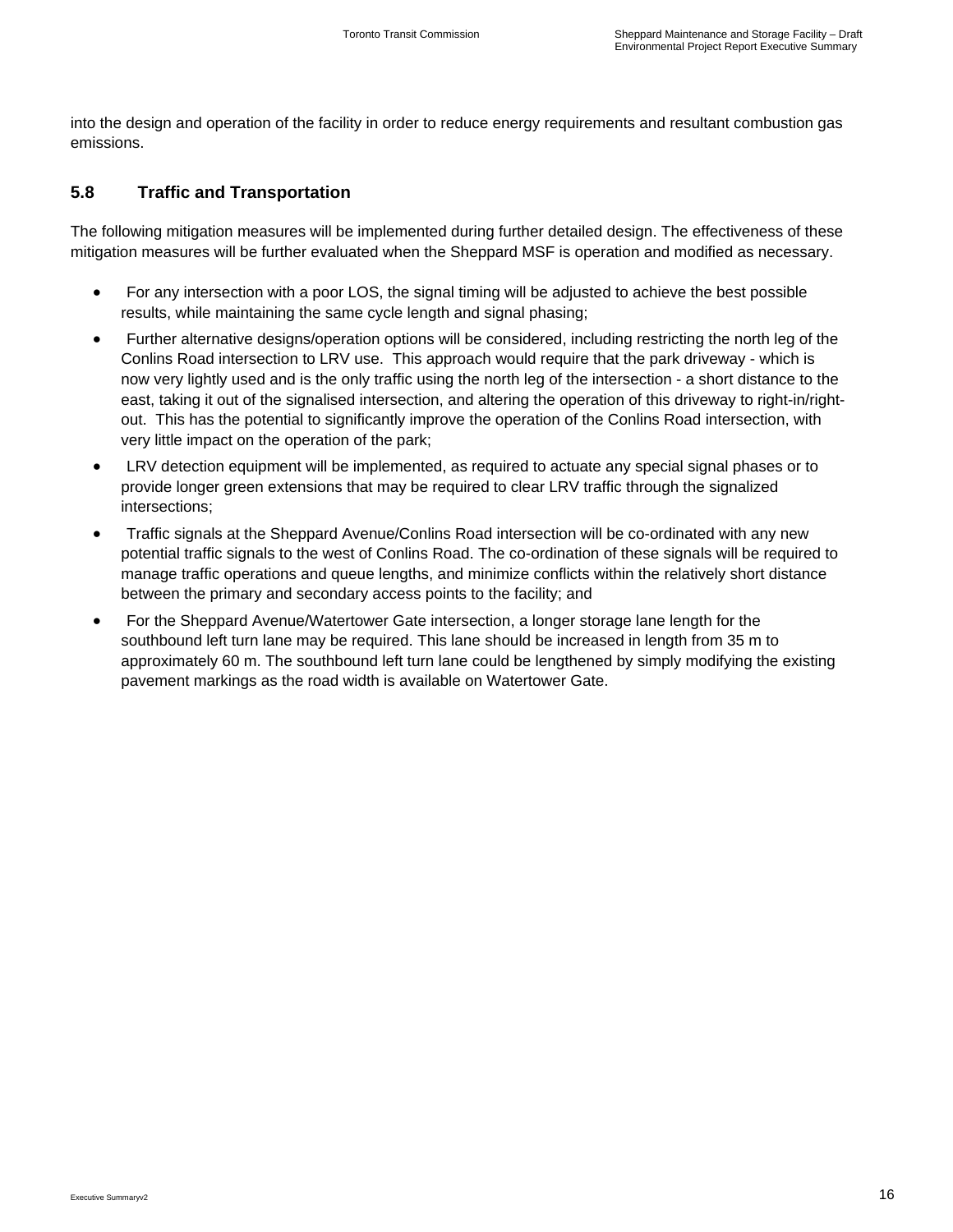into the design and operation of the facility in order to reduce energy requirements and resultant combustion gas emissions.

## 5.8 Traffic and Transportation

The following mitigation measures will be implemented during further detailed design. The effectiveness of these mitigation measures will be further evaluated when the Sheppard MSF is operation and modified as necessary.

- For any intersection with a poor LOS, the signal timing will be adjusted to achieve the best possible results, while maintaining the same cycle length and signal phasing;
- Further alternative designs/operation options will be considered, including restricting the north leg of the Conlins Road intersection to LRV use. This approach would require that the park driveway - which is now very lightly used and is the only traffic using the north leg of the intersection - a short distance to the east, taking it out of the signalised intersection, and altering the operation of this driveway to right-in/right-out. This has the potential to significantly improve the operation of the Conlins Road intersection, with very little impact on the operation of the park;
- LRV detection equipment will be implemented, as required to actuate any special signal phases or to provide longer green extensions that may be required to clear LRV traffic through the signalized intersections;
- Traffic signals at the Sheppard Avenue/Conlins Road intersection will be co-ordinated with any new potential traffic signals to the west of Conlins Road. The co-ordination of these signals will be required to manage traffic operations and queue lengths, and minimize conflicts within the relatively short distance between the primary and secondary access points to the facility; and
- For the Sheppard Avenue/Watertower Gate intersection, a longer storage lane length for the southbound left turn lane may be required. This lane should be increased in length from 35 m to approximately 60 m. The southbound left turn lane could be lengthened by simply modifying the existing pavement markings as the road width is available on Watertower Gate.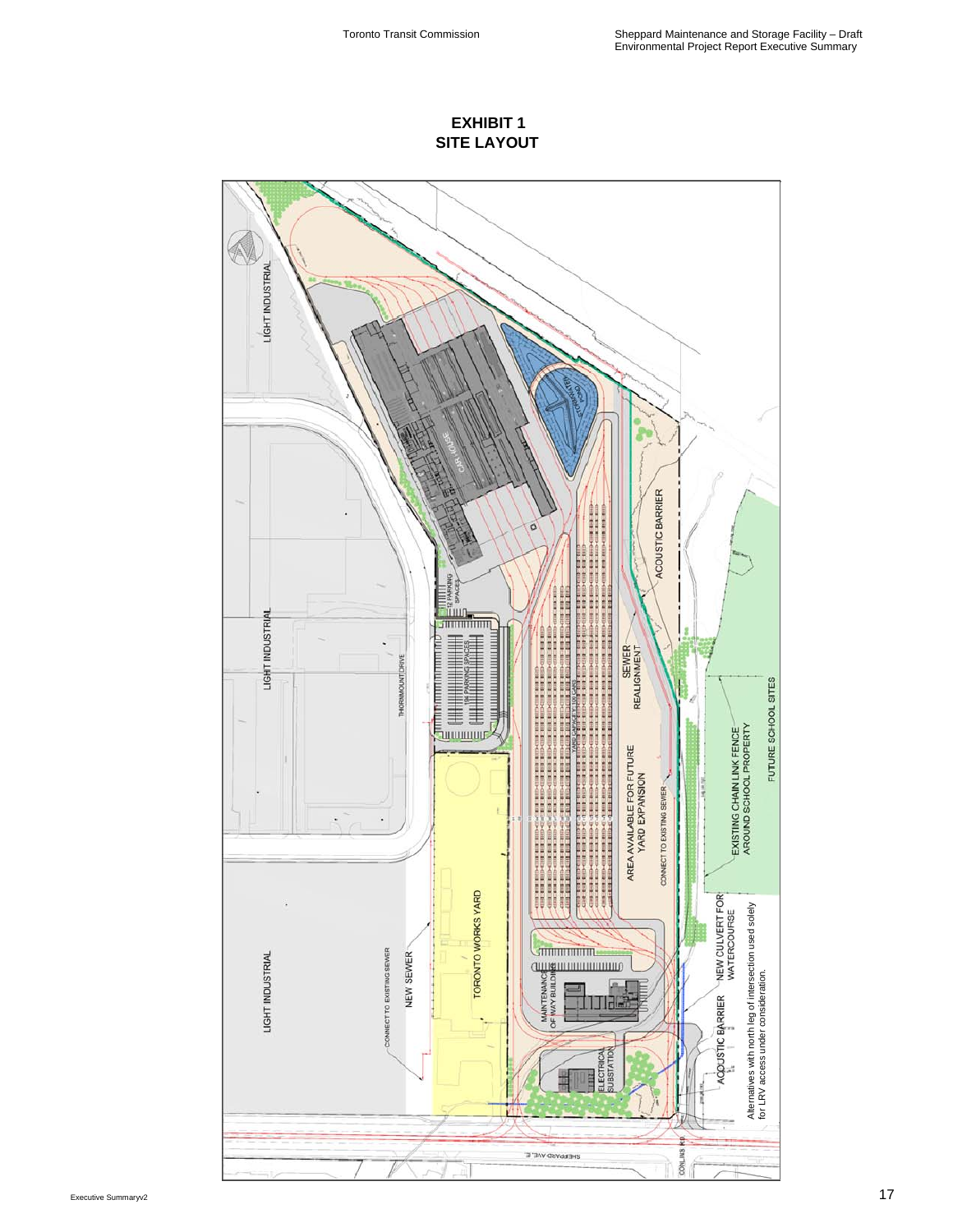**EXHIBIT 1**
**SITE LAYOUT**

LIGHT INDUSTRIAL

LIGHT INDUSTRIAL

LIGHT INDUSTRIAL

THORNMOUNT DRIVE

CAR HOUSE

STORMWATER POND

PARKING SPACES

PARKING SPACES

ACOUSTIC BARRIER

SEWER REALIGNMENT

AREA AVAILABLE FOR FUTURE YARD EXPANSION

CONNECT TO EXISTING SEWER

TORONTO WORKS YARD

NEW SEWER

CONNECT TO EXISTING SEWER

MAINTENANCE OF WAY BUILDING

ELECTRICAL SUBSTATION

ACOUSTIC BARRIER

NEW CULVERT FOR WATERCOURSE

EXISTING CHAIN LINK FENCE AROUND SCHOOL PROPERTY

FUTURE SCHOOL SITES

Alternatives with north leg of intersection used solely for LRV access under consideration.

SHEPPARD AVE. E

CONLINS RD